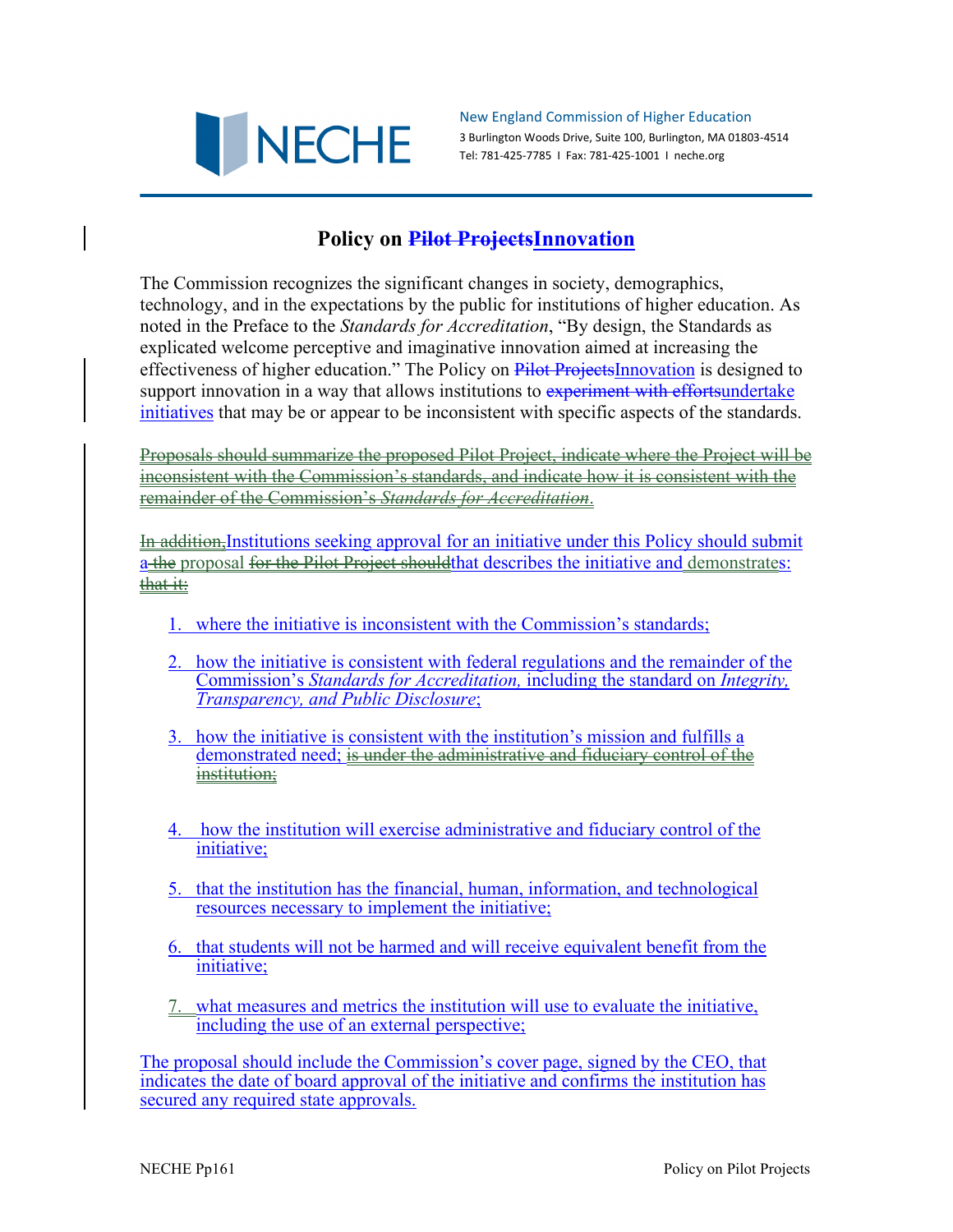New England Commission of Higher Education
3 Burlington Woods Drive, Suite 100, Burlington, MA 01803-4514
Tel: 781-425-7785 I Fax: 781-425-1001 I neche.org

# Policy on ~~Pilot Projects~~Innovation

The Commission recognizes the significant changes in society, demographics, technology, and in the expectations by the public for institutions of higher education. As noted in the Preface to the *Standards for Accreditation*, "By design, the Standards as explicated welcome perceptive and imaginative innovation aimed at increasing the effectiveness of higher education." The Policy on ~~Pilot Projects~~Innovation is designed to support innovation in a way that allows institutions to ~~experiment with efforts~~undertake initiatives that may be or appear to be inconsistent with specific aspects of the standards.

~~Proposals should summarize the proposed Pilot Project, indicate where the Project will be inconsistent with the Commission's standards, and indicate how it is consistent with the remainder of the Commission's *Standards for Accreditation*.~~

~~In addition,~~Institutions seeking approval for an initiative under this Policy should submit ~~a the~~ proposal ~~for the Pilot Project should~~that describes the initiative and demonstrates: ~~that it:~~

1. where the initiative is inconsistent with the Commission's standards;
2. how the initiative is consistent with federal regulations and the remainder of the Commission's *Standards for Accreditation,* including the standard on *Integrity, Transparency, and Public Disclosure*;
3. how the initiative is consistent with the institution's mission and fulfills a demonstrated need; ~~is under the administrative and fiduciary control of the institution;~~
4. how the institution will exercise administrative and fiduciary control of the initiative;
5. that the institution has the financial, human, information, and technological resources necessary to implement the initiative;
6. that students will not be harmed and will receive equivalent benefit from the initiative;
7. what measures and metrics the institution will use to evaluate the initiative, including the use of an external perspective;

The proposal should include the Commission's cover page, signed by the CEO, that indicates the date of board approval of the initiative and confirms the institution has secured any required state approvals.

NECHE Pp161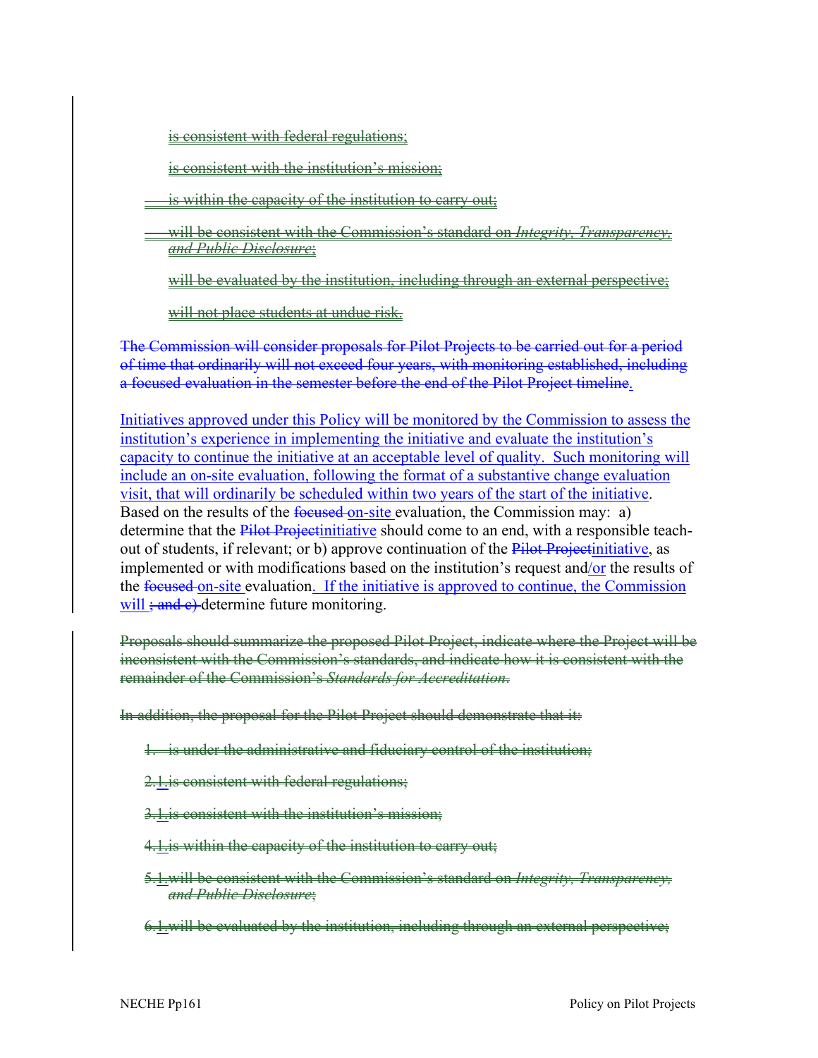~~is consistent with federal regulations;~~

~~is consistent with the institution's mission;~~

~~is within the capacity of the institution to carry out;~~

~~will be consistent with the Commission's standard on *Integrity, Transparency, and Public Disclosure*;~~

~~will be evaluated by the institution, including through an external perspective;~~

~~will not place students at undue risk.~~

~~The Commission will consider proposals for Pilot Projects to be carried out for a period of time that ordinarily will not exceed four years, with monitoring established, including a focused evaluation in the semester before the end of the Pilot Project timeline.~~

Initiatives approved under this Policy will be monitored by the Commission to assess the institution's experience in implementing the initiative and evaluate the institution's capacity to continue the initiative at an acceptable level of quality. Such monitoring will include an on-site evaluation, following the format of a substantive change evaluation visit, that will ordinarily be scheduled within two years of the start of the initiative. Based on the results of the ~~focused~~ on-site evaluation, the Commission may: a) determine that the ~~Pilot Project~~initiative should come to an end, with a responsible teach-out of students, if relevant; or b) approve continuation of the ~~Pilot Project~~initiative, as implemented or with modifications based on the institution's request and/or the results of the ~~focused~~ on-site evaluation. If the initiative is approved to continue, the Commission will ~~; and c)~~ determine future monitoring.

~~Proposals should summarize the proposed Pilot Project, indicate where the Project will be inconsistent with the Commission's standards, and indicate how it is consistent with the remainder of the Commission's *Standards for Accreditation*.~~

~~In addition, the proposal for the Pilot Project should demonstrate that it:~~

~~1. is under the administrative and fiduciary control of the institution;~~

~~2.~~1. ~~is consistent with federal regulations;~~

~~3.~~1. ~~is consistent with the institution's mission;~~

~~4.~~1. ~~is within the capacity of the institution to carry out;~~

~~5.~~1. ~~will be consistent with the Commission's standard on *Integrity, Transparency, and Public Disclosure*;~~

~~6.~~1. ~~will be evaluated by the institution, including through an external perspective;~~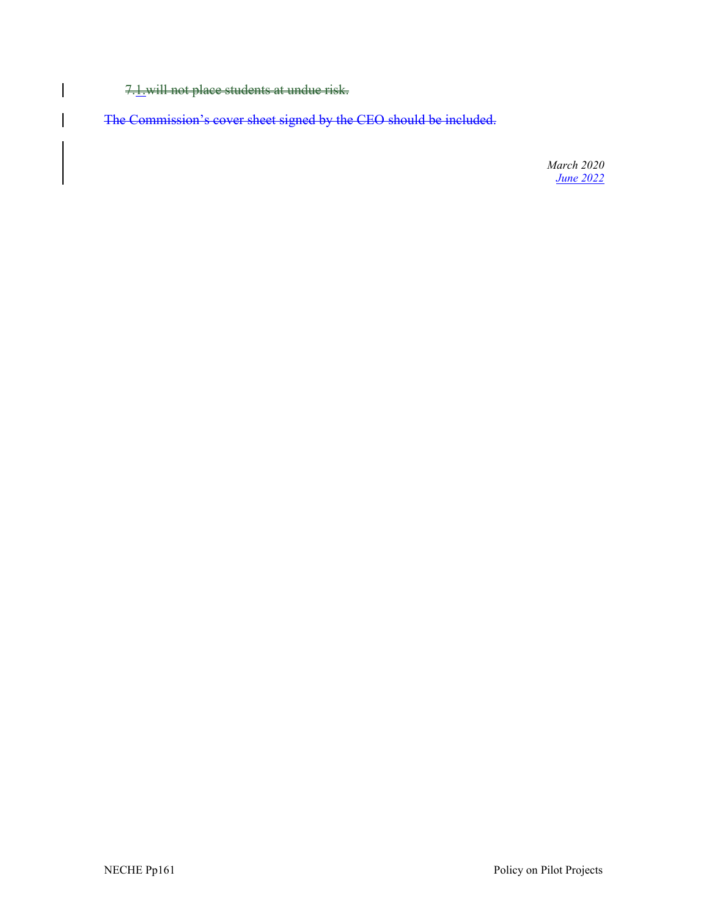~~7.~~1. ~~will not place students at undue risk.~~

~~The Commission's cover sheet signed by the CEO should be included.~~

*March 2020*
*June 2022*